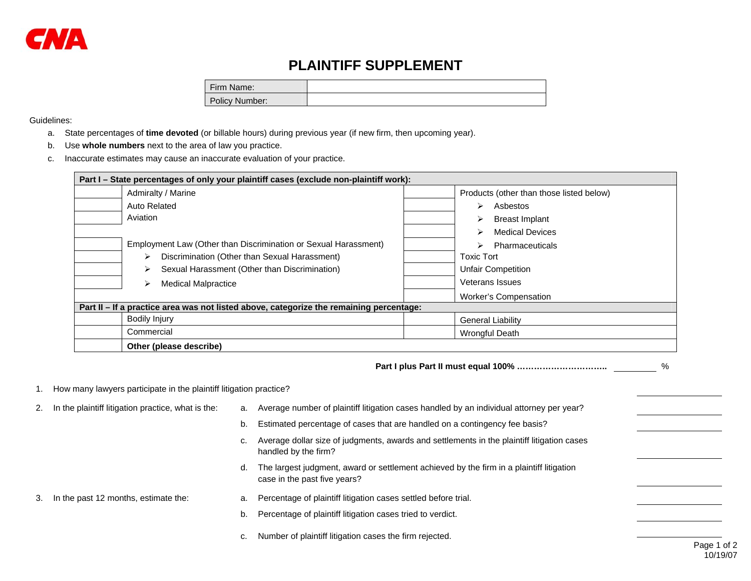CNA

# PLAINTIFF SUPPLEMENT

| Firm Name: | |
|---|---|
| Policy Number: | |

Guidelines:

a. State percentages of **time devoted** (or billable hours) during previous year (if new firm, then upcoming year).
b. Use **whole numbers** next to the area of law you practice.
c. Inaccurate estimates may cause an inaccurate evaluation of your practice.

| **Part I – State percentages of only your plaintiff cases (exclude non-plaintiff work):** | | | |
|---|---|---|---|
| | Admiralty / Marine | | Products (other than those listed below) |
| | Auto Related | | ➢ Asbestos |
| | Aviation | | ➢ Breast Implant |
| | | | ➢ Medical Devices |
| | Employment Law (Other than Discrimination or Sexual Harassment) | | ➢ Pharmaceuticals |
| | ➢ Discrimination (Other than Sexual Harassment) | | Toxic Tort |
| | ➢ Sexual Harassment (Other than Discrimination) | | Unfair Competition |
| | ➢ Medical Malpractice | | Veterans Issues |
| | | | Worker's Compensation |
| **Part II – If a practice area was not listed above, categorize the remaining percentage:** | | | |
| | Bodily Injury | | General Liability |
| | Commercial | | Wrongful Death |
| | **Other (please describe)** | | |

**Part I plus Part II must equal 100% …………………………..** ________ %

1. How many lawyers participate in the plaintiff litigation practice? ________

2. In the plaintiff litigation practice, what is the:
   a. Average number of plaintiff litigation cases handled by an individual attorney per year? ________
   b. Estimated percentage of cases that are handled on a contingency fee basis? ________
   c. Average dollar size of judgments, awards and settlements in the plaintiff litigation cases handled by the firm? ________
   d. The largest judgment, award or settlement achieved by the firm in a plaintiff litigation case in the past five years? ________

3. In the past 12 months, estimate the:
   a. Percentage of plaintiff litigation cases settled before trial. ________
   b. Percentage of plaintiff litigation cases tried to verdict. ________
   c. Number of plaintiff litigation cases the firm rejected. ________

10/19/07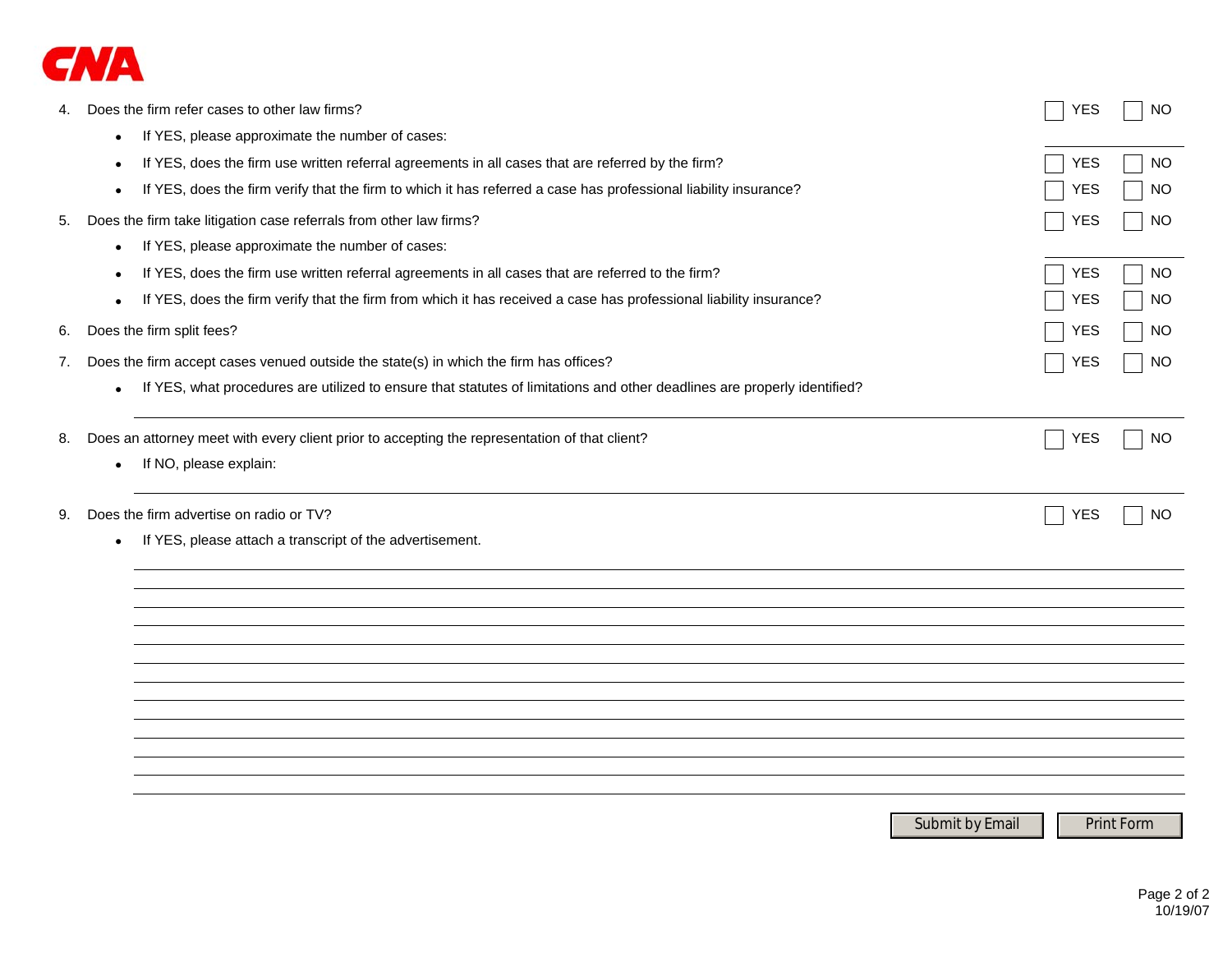CNA

4. Does the firm refer cases to other law firms? ☐ YES ☐ NO
   - If YES, please approximate the number of cases: ______
   - If YES, does the firm use written referral agreements in all cases that are referred by the firm? ☐ YES ☐ NO
   - If YES, does the firm verify that the firm to which it has referred a case has professional liability insurance? ☐ YES ☐ NO

5. Does the firm take litigation case referrals from other law firms? ☐ YES ☐ NO
   - If YES, please approximate the number of cases: ______
   - If YES, does the firm use written referral agreements in all cases that are referred to the firm? ☐ YES ☐ NO
   - If YES, does the firm verify that the firm from which it has received a case has professional liability insurance? ☐ YES ☐ NO

6. Does the firm split fees? ☐ YES ☐ NO

7. Does the firm accept cases venued outside the state(s) in which the firm has offices? ☐ YES ☐ NO
   - If YES, what procedures are utilized to ensure that statutes of limitations and other deadlines are properly identified?

   ______

8. Does an attorney meet with every client prior to accepting the representation of that client? ☐ YES ☐ NO
   - If NO, please explain:

   ______

9. Does the firm advertise on radio or TV? ☐ YES ☐ NO
   - If YES, please attach a transcript of the advertisement.

   ______
   ______
   ______
   ______
   ______
   ______
   ______
   ______
   ______
   ______
   ______
   ______
   ______

Submit by Email | Print Form

10/19/07